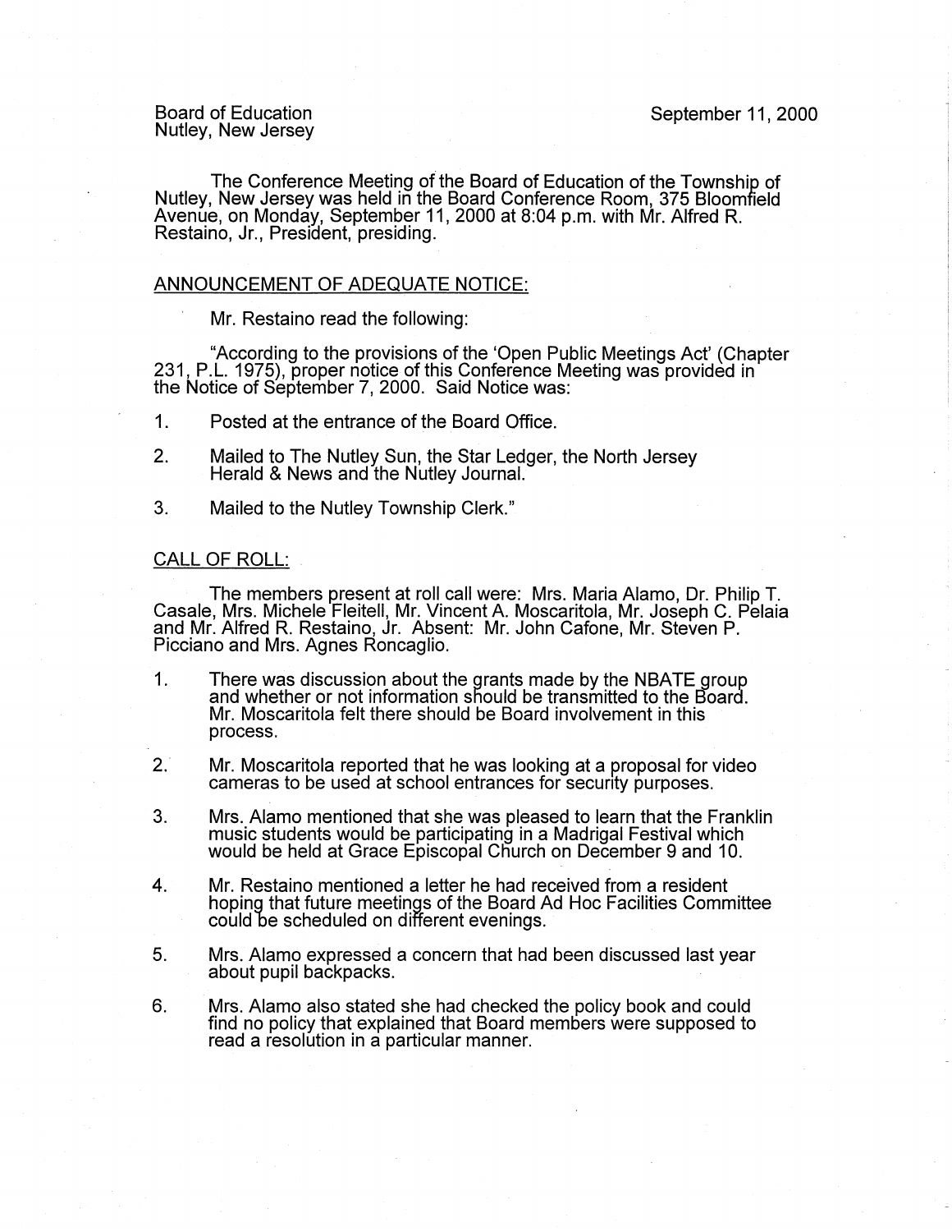Board of Education
Nutley, New Jersey

September 11, 2000

The Conference Meeting of the Board of Education of the Township of Nutley, New Jersey was held in the Board Conference Room, 375 Bloomfield Avenue, on Monday, September 11, 2000 at 8:04 p.m. with Mr. Alfred R. Restaino, Jr., President, presiding.

## ANNOUNCEMENT OF ADEQUATE NOTICE:

Mr. Restaino read the following:

"According to the provisions of the 'Open Public Meetings Act' (Chapter 231, P.L. 1975), proper notice of this Conference Meeting was provided in the Notice of September 7, 2000. Said Notice was:

1. Posted at the entrance of the Board Office.
2. Mailed to The Nutley Sun, the Star Ledger, the North Jersey Herald & News and the Nutley Journal.
3. Mailed to the Nutley Township Clerk."

## CALL OF ROLL:

The members present at roll call were: Mrs. Maria Alamo, Dr. Philip T. Casale, Mrs. Michele Fleitell, Mr. Vincent A. Moscaritola, Mr. Joseph C. Pelaia and Mr. Alfred R. Restaino, Jr. Absent: Mr. John Cafone, Mr. Steven P. Picciano and Mrs. Agnes Roncaglio.

1. There was discussion about the grants made by the NBATE group and whether or not information should be transmitted to the Board. Mr. Moscaritola felt there should be Board involvement in this process.
2. Mr. Moscaritola reported that he was looking at a proposal for video cameras to be used at school entrances for security purposes.
3. Mrs. Alamo mentioned that she was pleased to learn that the Franklin music students would be participating in a Madrigal Festival which would be held at Grace Episcopal Church on December 9 and 10.
4. Mr. Restaino mentioned a letter he had received from a resident hoping that future meetings of the Board Ad Hoc Facilities Committee could be scheduled on different evenings.
5. Mrs. Alamo expressed a concern that had been discussed last year about pupil backpacks.
6. Mrs. Alamo also stated she had checked the policy book and could find no policy that explained that Board members were supposed to read a resolution in a particular manner.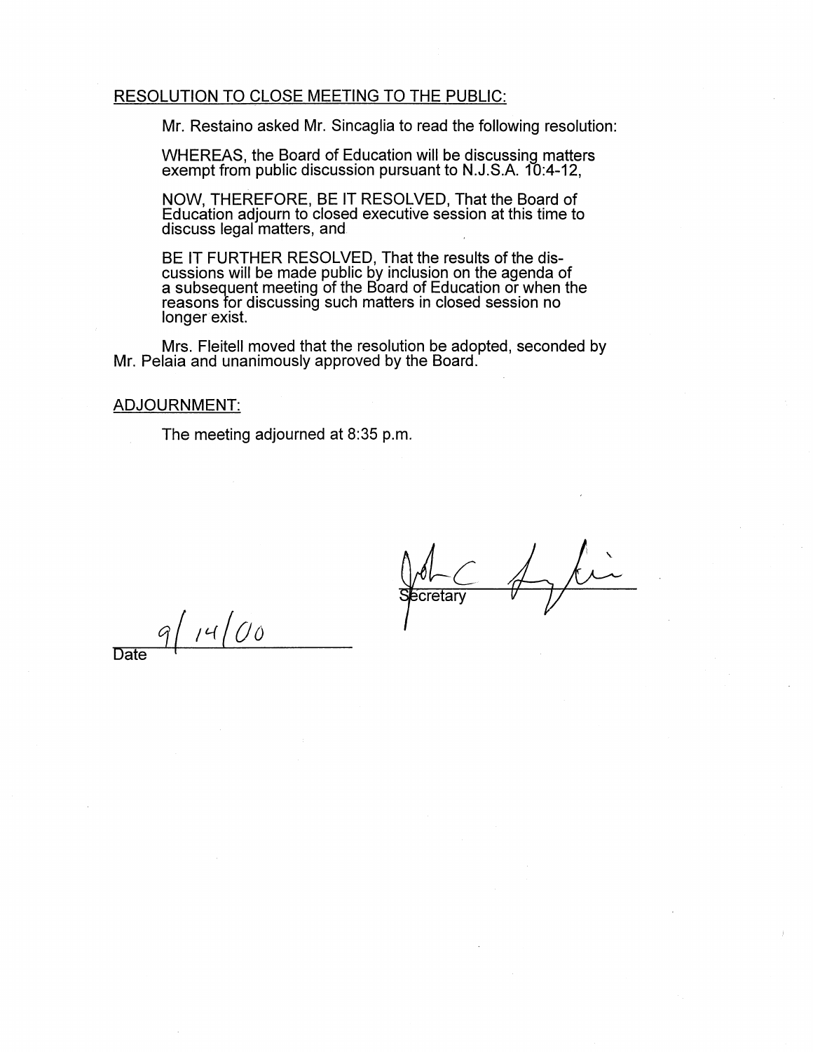RESOLUTION TO CLOSE MEETING TO THE PUBLIC:

Mr. Restaino asked Mr. Sincaglia to read the following resolution:

WHEREAS, the Board of Education will be discussing matters exempt from public discussion pursuant to N.J.S.A. 10:4-12,

NOW, THEREFORE, BE IT RESOLVED, That the Board of Education adjourn to closed executive session at this time to discuss legal matters, and

BE IT FURTHER RESOLVED, That the results of the discussions will be made public by inclusion on the agenda of a subsequent meeting of the Board of Education or when the reasons for discussing such matters in closed session no longer exist.

Mrs. Fleitell moved that the resolution be adopted, seconded by Mr. Pelaia and unanimously approved by the Board.

ADJOURNMENT:

The meeting adjourned at 8:35 p.m.

Secretary

Date 9/14/00